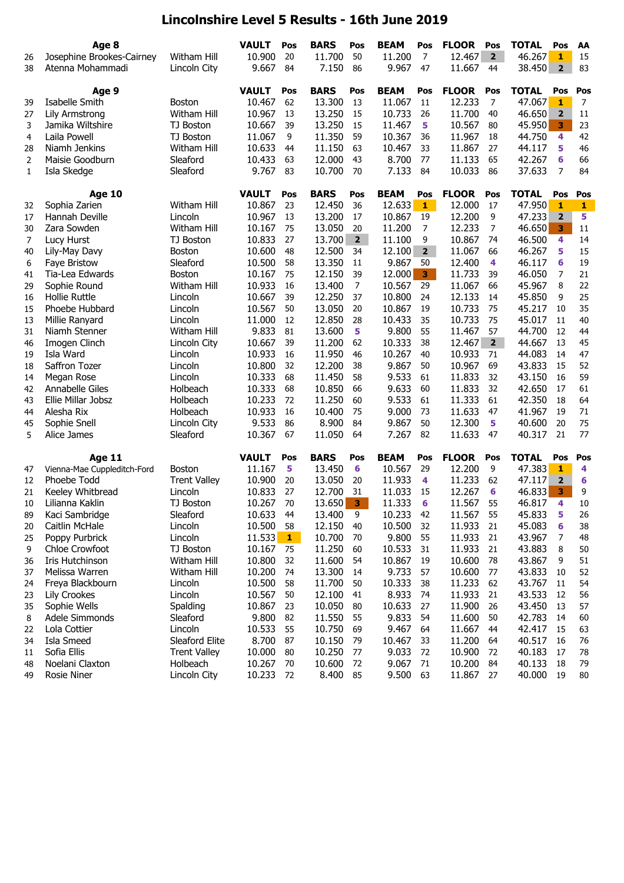# Lincolnshire Level 5 Results - 16th June 2019

| | Age 8 | | VAULT | Pos | BARS | Pos | BEAM | Pos | FLOOR | Pos | TOTAL | Pos | AA |
|---|---|---|---|---|---|---|---|---|---|---|---|---|---|
| 26 | Josephine Brookes-Cairney | Witham Hill | 10.900 | 20 | 11.700 | 50 | 11.200 | 7 | 12.467 | 2 | 46.267 | 1 | 15 |
| 38 | Atenna Mohammadi | Lincoln City | 9.667 | 84 | 7.150 | 86 | 9.967 | 47 | 11.667 | 44 | 38.450 | 2 | 83 |

| | Age 9 | | VAULT | Pos | BARS | Pos | BEAM | Pos | FLOOR | Pos | TOTAL | Pos | Pos |
|---|---|---|---|---|---|---|---|---|---|---|---|---|---|
| 39 | Isabelle Smith | Boston | 10.467 | 62 | 13.300 | 13 | 11.067 | 11 | 12.233 | 7 | 47.067 | 1 | 7 |
| 27 | Lily Armstrong | Witham Hill | 10.967 | 13 | 13.250 | 15 | 10.733 | 26 | 11.700 | 40 | 46.650 | 2 | 11 |
| 3 | Jamika Wiltshire | TJ Boston | 10.667 | 39 | 13.250 | 15 | 11.467 | 5 | 10.567 | 80 | 45.950 | 3 | 23 |
| 4 | Laila Powell | TJ Boston | 11.067 | 9 | 11.350 | 59 | 10.367 | 36 | 11.967 | 18 | 44.750 | 4 | 42 |
| 28 | Niamh Jenkins | Witham Hill | 10.633 | 44 | 11.150 | 63 | 10.467 | 33 | 11.867 | 27 | 44.117 | 5 | 46 |
| 2 | Maisie Goodburn | Sleaford | 10.433 | 63 | 12.000 | 43 | 8.700 | 77 | 11.133 | 65 | 42.267 | 6 | 66 |
| 1 | Isla Skedge | Sleaford | 9.767 | 83 | 10.700 | 70 | 7.133 | 84 | 10.033 | 86 | 37.633 | 7 | 84 |

| | Age 10 | | VAULT | Pos | BARS | Pos | BEAM | Pos | FLOOR | Pos | TOTAL | Pos | Pos |
|---|---|---|---|---|---|---|---|---|---|---|---|---|---|
| 32 | Sophia Zarien | Witham Hill | 10.867 | 23 | 12.450 | 36 | 12.633 | 1 | 12.000 | 17 | 47.950 | 1 | 1 |
| 17 | Hannah Deville | Lincoln | 10.967 | 13 | 13.200 | 17 | 10.867 | 19 | 12.200 | 9 | 47.233 | 2 | 5 |
| 30 | Zara Sowden | Witham Hill | 10.167 | 75 | 13.050 | 20 | 11.200 | 7 | 12.233 | 7 | 46.650 | 3 | 11 |
| 7 | Lucy Hurst | TJ Boston | 10.833 | 27 | 13.700 | 2 | 11.100 | 9 | 10.867 | 74 | 46.500 | 4 | 14 |
| 40 | Lily-May Davy | Boston | 10.600 | 48 | 12.500 | 34 | 12.100 | 2 | 11.067 | 66 | 46.267 | 5 | 15 |
| 6 | Faye Bristow | Sleaford | 10.500 | 58 | 13.350 | 11 | 9.867 | 50 | 12.400 | 4 | 46.117 | 6 | 19 |
| 41 | Tia-Lea Edwards | Boston | 10.167 | 75 | 12.150 | 39 | 12.000 | 3 | 11.733 | 39 | 46.050 | 7 | 21 |
| 29 | Sophie Round | Witham Hill | 10.933 | 16 | 13.400 | 7 | 10.567 | 29 | 11.067 | 66 | 45.967 | 8 | 22 |
| 16 | Hollie Ruttle | Lincoln | 10.667 | 39 | 12.250 | 37 | 10.800 | 24 | 12.133 | 14 | 45.850 | 9 | 25 |
| 15 | Phoebe Hubbard | Lincoln | 10.567 | 50 | 13.050 | 20 | 10.867 | 19 | 10.733 | 75 | 45.217 | 10 | 35 |
| 13 | Millie Ranyard | Lincoln | 11.000 | 12 | 12.850 | 28 | 10.433 | 35 | 10.733 | 75 | 45.017 | 11 | 40 |
| 31 | Niamh Stenner | Witham Hill | 9.833 | 81 | 13.600 | 5 | 9.800 | 55 | 11.467 | 57 | 44.700 | 12 | 44 |
| 46 | Imogen Clinch | Lincoln City | 10.667 | 39 | 11.200 | 62 | 10.333 | 38 | 12.467 | 2 | 44.667 | 13 | 45 |
| 19 | Isla Ward | Lincoln | 10.933 | 16 | 11.950 | 46 | 10.267 | 40 | 10.933 | 71 | 44.083 | 14 | 47 |
| 18 | Saffron Tozer | Lincoln | 10.800 | 32 | 12.200 | 38 | 9.867 | 50 | 10.967 | 69 | 43.833 | 15 | 52 |
| 14 | Megan Rose | Lincoln | 10.333 | 68 | 11.450 | 58 | 9.533 | 61 | 11.833 | 32 | 43.150 | 16 | 59 |
| 42 | Annabelle Giles | Holbeach | 10.333 | 68 | 10.850 | 66 | 9.633 | 60 | 11.833 | 32 | 42.650 | 17 | 61 |
| 43 | Ellie Millar Jobsz | Holbeach | 10.233 | 72 | 11.250 | 60 | 9.533 | 61 | 11.333 | 61 | 42.350 | 18 | 64 |
| 44 | Alesha Rix | Holbeach | 10.933 | 16 | 10.400 | 75 | 9.000 | 73 | 11.633 | 47 | 41.967 | 19 | 71 |
| 45 | Sophie Snell | Lincoln City | 9.533 | 86 | 8.900 | 84 | 9.867 | 50 | 12.300 | 5 | 40.600 | 20 | 75 |
| 5 | Alice James | Sleaford | 10.367 | 67 | 11.050 | 64 | 7.267 | 82 | 11.633 | 47 | 40.317 | 21 | 77 |

| | Age 11 | | VAULT | Pos | BARS | Pos | BEAM | Pos | FLOOR | Pos | TOTAL | Pos | Pos |
|---|---|---|---|---|---|---|---|---|---|---|---|---|---|
| 47 | Vienna-Mae Cuppleditch-Ford | Boston | 11.167 | 5 | 13.450 | 6 | 10.567 | 29 | 12.200 | 9 | 47.383 | 1 | 4 |
| 12 | Phoebe Todd | Trent Valley | 10.900 | 20 | 13.050 | 20 | 11.933 | 4 | 11.233 | 62 | 47.117 | 2 | 6 |
| 21 | Keeley Whitbread | Lincoln | 10.833 | 27 | 12.700 | 31 | 11.033 | 15 | 12.267 | 6 | 46.833 | 3 | 9 |
| 10 | Lilianna Kaklin | TJ Boston | 10.267 | 70 | 13.650 | 3 | 11.333 | 6 | 11.567 | 55 | 46.817 | 4 | 10 |
| 89 | Kaci Sambridge | Sleaford | 10.633 | 44 | 13.400 | 9 | 10.233 | 42 | 11.567 | 55 | 45.833 | 5 | 26 |
| 20 | Caitlin McHale | Lincoln | 10.500 | 58 | 12.150 | 40 | 10.500 | 32 | 11.933 | 21 | 45.083 | 6 | 38 |
| 25 | Poppy Purbrick | Lincoln | 11.533 | 1 | 10.700 | 70 | 9.800 | 55 | 11.933 | 21 | 43.967 | 7 | 48 |
| 9 | Chloe Crowfoot | TJ Boston | 10.167 | 75 | 11.250 | 60 | 10.533 | 31 | 11.933 | 21 | 43.883 | 8 | 50 |
| 36 | Iris Hutchinson | Witham Hill | 10.800 | 32 | 11.600 | 54 | 10.867 | 19 | 10.600 | 78 | 43.867 | 9 | 51 |
| 37 | Melissa Warren | Witham Hill | 10.200 | 74 | 13.300 | 14 | 9.733 | 57 | 10.600 | 77 | 43.833 | 10 | 52 |
| 24 | Freya Blackbourn | Lincoln | 10.500 | 58 | 11.700 | 50 | 10.333 | 38 | 11.233 | 62 | 43.767 | 11 | 54 |
| 23 | Lily Crookes | Lincoln | 10.567 | 50 | 12.100 | 41 | 8.933 | 74 | 11.933 | 21 | 43.533 | 12 | 56 |
| 35 | Sophie Wells | Spalding | 10.867 | 23 | 10.050 | 80 | 10.633 | 27 | 11.900 | 26 | 43.450 | 13 | 57 |
| 8 | Adele Simmonds | Sleaford | 9.800 | 82 | 11.550 | 55 | 9.833 | 54 | 11.600 | 50 | 42.783 | 14 | 60 |
| 22 | Lola Cottier | Lincoln | 10.533 | 55 | 10.750 | 69 | 9.467 | 64 | 11.667 | 44 | 42.417 | 15 | 63 |
| 34 | Isla Smeed | Sleaford Elite | 8.700 | 87 | 10.150 | 79 | 10.467 | 33 | 11.200 | 64 | 40.517 | 16 | 76 |
| 11 | Sofia Ellis | Trent Valley | 10.000 | 80 | 10.250 | 77 | 9.033 | 72 | 10.900 | 72 | 40.183 | 17 | 78 |
| 48 | Noelani Claxton | Holbeach | 10.267 | 70 | 10.600 | 72 | 9.067 | 71 | 10.200 | 84 | 40.133 | 18 | 79 |
| 49 | Rosie Niner | Lincoln City | 10.233 | 72 | 8.400 | 85 | 9.500 | 63 | 11.867 | 27 | 40.000 | 19 | 80 |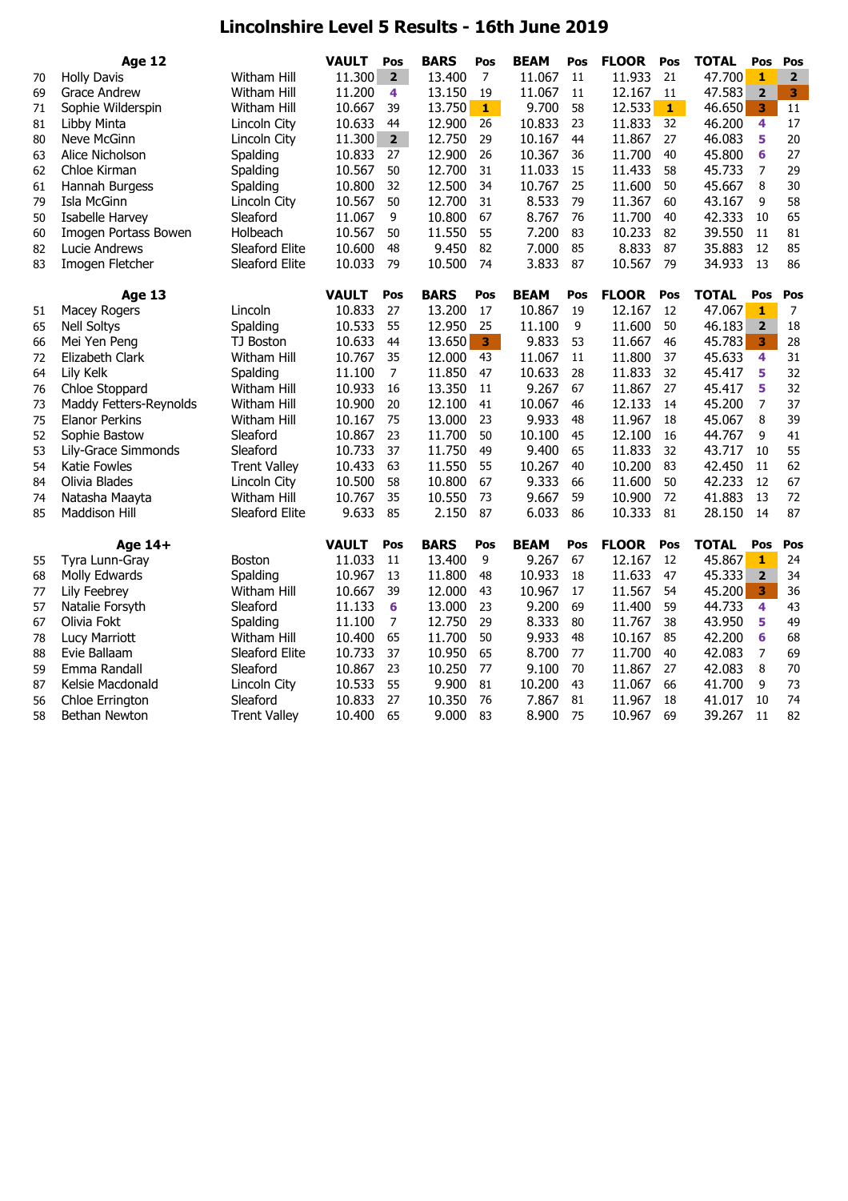# Lincolnshire Level 5 Results - 16th June 2019

| | Age 12 | | VAULT | Pos | BARS | Pos | BEAM | Pos | FLOOR | Pos | TOTAL | Pos | Pos |
|---|---|---|---|---|---|---|---|---|---|---|---|---|---|
| 70 | Holly Davis | Witham Hill | 11.300 | 2 | 13.400 | 7 | 11.067 | 11 | 11.933 | 21 | 47.700 | 1 | 2 |
| 69 | Grace Andrew | Witham Hill | 11.200 | 4 | 13.150 | 19 | 11.067 | 11 | 12.167 | 11 | 47.583 | 2 | 3 |
| 71 | Sophie Wilderspin | Witham Hill | 10.667 | 39 | 13.750 | 1 | 9.700 | 58 | 12.533 | 1 | 46.650 | 3 | 11 |
| 81 | Libby Minta | Lincoln City | 10.633 | 44 | 12.900 | 26 | 10.833 | 23 | 11.833 | 32 | 46.200 | 4 | 17 |
| 80 | Neve McGinn | Lincoln City | 11.300 | 2 | 12.750 | 29 | 10.167 | 44 | 11.867 | 27 | 46.083 | 5 | 20 |
| 63 | Alice Nicholson | Spalding | 10.833 | 27 | 12.900 | 26 | 10.367 | 36 | 11.700 | 40 | 45.800 | 6 | 27 |
| 62 | Chloe Kirman | Spalding | 10.567 | 50 | 12.700 | 31 | 11.033 | 15 | 11.433 | 58 | 45.733 | 7 | 29 |
| 61 | Hannah Burgess | Spalding | 10.800 | 32 | 12.500 | 34 | 10.767 | 25 | 11.600 | 50 | 45.667 | 8 | 30 |
| 79 | Isla McGinn | Lincoln City | 10.567 | 50 | 12.700 | 31 | 8.533 | 79 | 11.367 | 60 | 43.167 | 9 | 58 |
| 50 | Isabelle Harvey | Sleaford | 11.067 | 9 | 10.800 | 67 | 8.767 | 76 | 11.700 | 40 | 42.333 | 10 | 65 |
| 60 | Imogen Portass Bowen | Holbeach | 10.567 | 50 | 11.550 | 55 | 7.200 | 83 | 10.233 | 82 | 39.550 | 11 | 81 |
| 82 | Lucie Andrews | Sleaford Elite | 10.600 | 48 | 9.450 | 82 | 7.000 | 85 | 8.833 | 87 | 35.883 | 12 | 85 |
| 83 | Imogen Fletcher | Sleaford Elite | 10.033 | 79 | 10.500 | 74 | 3.833 | 87 | 10.567 | 79 | 34.933 | 13 | 86 |

| | Age 13 | | VAULT | Pos | BARS | Pos | BEAM | Pos | FLOOR | Pos | TOTAL | Pos | Pos |
|---|---|---|---|---|---|---|---|---|---|---|---|---|---|
| 51 | Macey Rogers | Lincoln | 10.833 | 27 | 13.200 | 17 | 10.867 | 19 | 12.167 | 12 | 47.067 | 1 | 7 |
| 65 | Nell Soltys | Spalding | 10.533 | 55 | 12.950 | 25 | 11.100 | 9 | 11.600 | 50 | 46.183 | 2 | 18 |
| 66 | Mei Yen Peng | TJ Boston | 10.633 | 44 | 13.650 | 3 | 9.833 | 53 | 11.667 | 46 | 45.783 | 3 | 28 |
| 72 | Elizabeth Clark | Witham Hill | 10.767 | 35 | 12.000 | 43 | 11.067 | 11 | 11.800 | 37 | 45.633 | 4 | 31 |
| 64 | Lily Kelk | Spalding | 11.100 | 7 | 11.850 | 47 | 10.633 | 28 | 11.833 | 32 | 45.417 | 5 | 32 |
| 76 | Chloe Stoppard | Witham Hill | 10.933 | 16 | 13.350 | 11 | 9.267 | 67 | 11.867 | 27 | 45.417 | 5 | 32 |
| 73 | Maddy Fetters-Reynolds | Witham Hill | 10.900 | 20 | 12.100 | 41 | 10.067 | 46 | 12.133 | 14 | 45.200 | 7 | 37 |
| 75 | Elanor Perkins | Witham Hill | 10.167 | 75 | 13.000 | 23 | 9.933 | 48 | 11.967 | 18 | 45.067 | 8 | 39 |
| 52 | Sophie Bastow | Sleaford | 10.867 | 23 | 11.700 | 50 | 10.100 | 45 | 12.100 | 16 | 44.767 | 9 | 41 |
| 53 | Lily-Grace Simmonds | Sleaford | 10.733 | 37 | 11.750 | 49 | 9.400 | 65 | 11.833 | 32 | 43.717 | 10 | 55 |
| 54 | Katie Fowles | Trent Valley | 10.433 | 63 | 11.550 | 55 | 10.267 | 40 | 10.200 | 83 | 42.450 | 11 | 62 |
| 84 | Olivia Blades | Lincoln City | 10.500 | 58 | 10.800 | 67 | 9.333 | 66 | 11.600 | 50 | 42.233 | 12 | 67 |
| 74 | Natasha Maayta | Witham Hill | 10.767 | 35 | 10.550 | 73 | 9.667 | 59 | 10.900 | 72 | 41.883 | 13 | 72 |
| 85 | Maddison Hill | Sleaford Elite | 9.633 | 85 | 2.150 | 87 | 6.033 | 86 | 10.333 | 81 | 28.150 | 14 | 87 |

| | Age 14+ | | VAULT | Pos | BARS | Pos | BEAM | Pos | FLOOR | Pos | TOTAL | Pos | Pos |
|---|---|---|---|---|---|---|---|---|---|---|---|---|---|
| 55 | Tyra Lunn-Gray | Boston | 11.033 | 11 | 13.400 | 9 | 9.267 | 67 | 12.167 | 12 | 45.867 | 1 | 24 |
| 68 | Molly Edwards | Spalding | 10.967 | 13 | 11.800 | 48 | 10.933 | 18 | 11.633 | 47 | 45.333 | 2 | 34 |
| 77 | Lily Feebrey | Witham Hill | 10.667 | 39 | 12.000 | 43 | 10.967 | 17 | 11.567 | 54 | 45.200 | 3 | 36 |
| 57 | Natalie Forsyth | Sleaford | 11.133 | 6 | 13.000 | 23 | 9.200 | 69 | 11.400 | 59 | 44.733 | 4 | 43 |
| 67 | Olivia Fokt | Spalding | 11.100 | 7 | 12.750 | 29 | 8.333 | 80 | 11.767 | 38 | 43.950 | 5 | 49 |
| 78 | Lucy Marriott | Witham Hill | 10.400 | 65 | 11.700 | 50 | 9.933 | 48 | 10.167 | 85 | 42.200 | 6 | 68 |
| 88 | Evie Ballaam | Sleaford Elite | 10.733 | 37 | 10.950 | 65 | 8.700 | 77 | 11.700 | 40 | 42.083 | 7 | 69 |
| 59 | Emma Randall | Sleaford | 10.867 | 23 | 10.250 | 77 | 9.100 | 70 | 11.867 | 27 | 42.083 | 8 | 70 |
| 87 | Kelsie Macdonald | Lincoln City | 10.533 | 55 | 9.900 | 81 | 10.200 | 43 | 11.067 | 66 | 41.700 | 9 | 73 |
| 56 | Chloe Errington | Sleaford | 10.833 | 27 | 10.350 | 76 | 7.867 | 81 | 11.967 | 18 | 41.017 | 10 | 74 |
| 58 | Bethan Newton | Trent Valley | 10.400 | 65 | 9.000 | 83 | 8.900 | 75 | 10.967 | 69 | 39.267 | 11 | 82 |